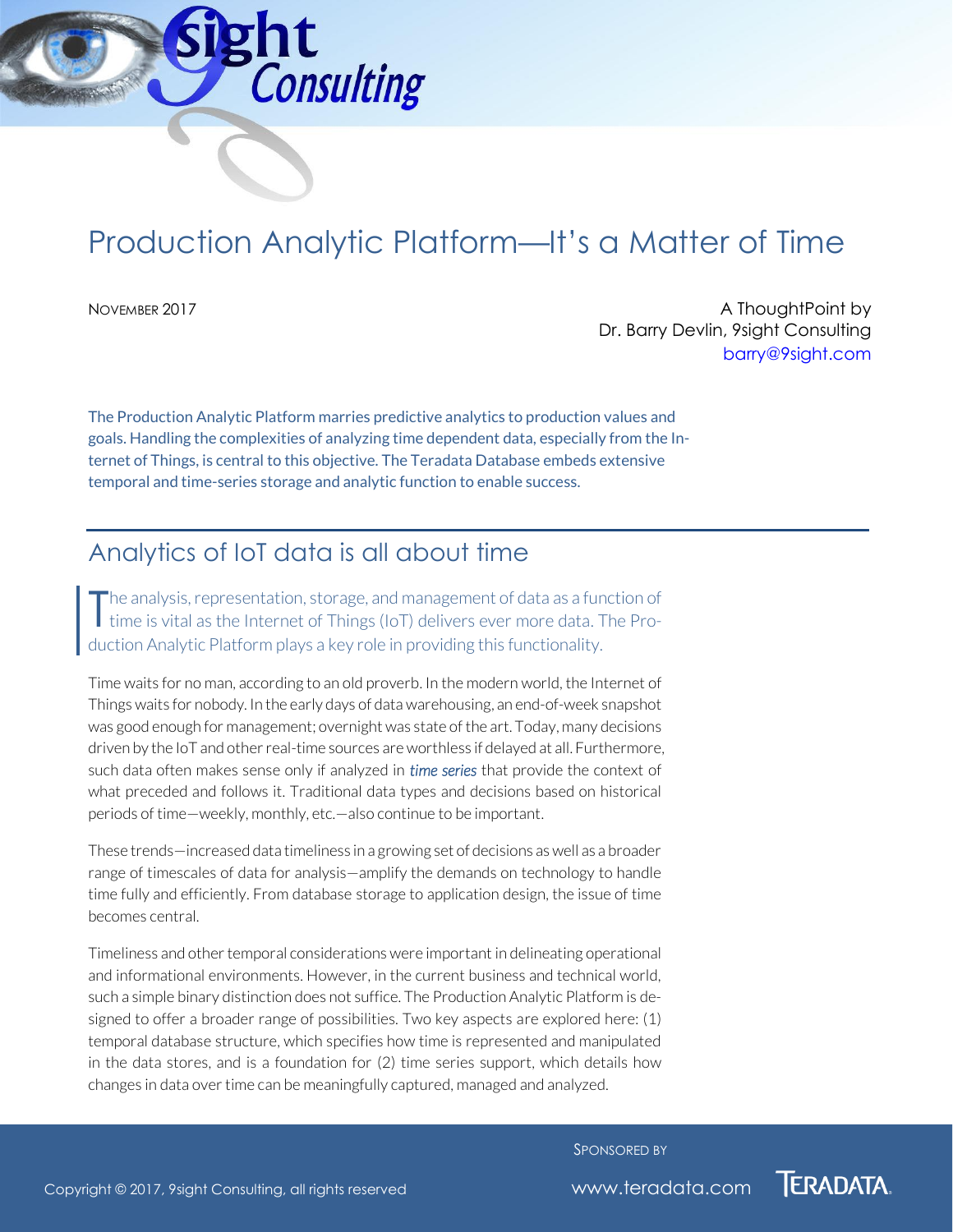# Production Analytic Platform—It's a Matter of Time

NOVEMBER 2017

A ThoughtPoint by
Dr. Barry Devlin, 9sight Consulting
barry@9sight.com

The Production Analytic Platform marries predictive analytics to production values and goals. Handling the complexities of analyzing time dependent data, especially from the Internet of Things, is central to this objective. The Teradata Database embeds extensive temporal and time-series storage and analytic function to enable success.

## Analytics of IoT data is all about time

The analysis, representation, storage, and management of data as a function of time is vital as the Internet of Things (IoT) delivers ever more data. The Production Analytic Platform plays a key role in providing this functionality.

Time waits for no man, according to an old proverb. In the modern world, the Internet of Things waits for nobody. In the early days of data warehousing, an end-of-week snapshot was good enough for management; overnight was state of the art. Today, many decisions driven by the IoT and other real-time sources are worthless if delayed at all. Furthermore, such data often makes sense only if analyzed in *time series* that provide the context of what preceded and follows it. Traditional data types and decisions based on historical periods of time—weekly, monthly, etc.—also continue to be important.

These trends—increased data timeliness in a growing set of decisions as well as a broader range of timescales of data for analysis—amplify the demands on technology to handle time fully and efficiently. From database storage to application design, the issue of time becomes central.

Timeliness and other temporal considerations were important in delineating operational and informational environments. However, in the current business and technical world, such a simple binary distinction does not suffice. The Production Analytic Platform is designed to offer a broader range of possibilities. Two key aspects are explored here: (1) temporal database structure, which specifies how time is represented and manipulated in the data stores, and is a foundation for (2) time series support, which details how changes in data over time can be meaningfully captured, managed and analyzed.

SPONSORED BY

Copyright © 2017, 9sight Consulting, all rights reserved

www.teradata.com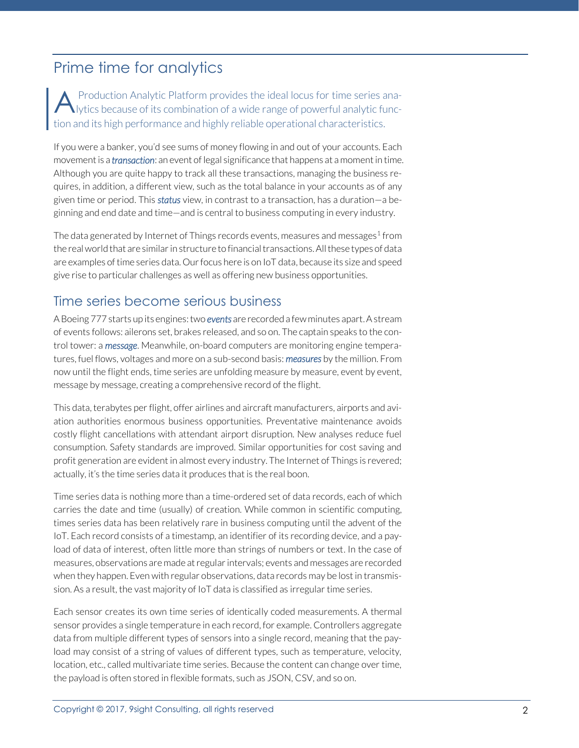## Prime time for analytics

A Production Analytic Platform provides the ideal locus for time series analytics because of its combination of a wide range of powerful analytic function and its high performance and highly reliable operational characteristics.

If you were a banker, you'd see sums of money flowing in and out of your accounts. Each movement is a ***transaction***: an event of legal significance that happens at a moment in time. Although you are quite happy to track all these transactions, managing the business requires, in addition, a different view, such as the total balance in your accounts as of any given time or period. This ***status*** view, in contrast to a transaction, has a duration—a beginning and end date and time—and is central to business computing in every industry.

The data generated by Internet of Things records events, measures and messages[1] from the real world that are similar in structure to financial transactions. All these types of data are examples of time series data. Our focus here is on IoT data, because its size and speed give rise to particular challenges as well as offering new business opportunities.

## Time series become serious business

A Boeing 777 starts up its engines: two ***events*** are recorded a few minutes apart. A stream of events follows: ailerons set, brakes released, and so on. The captain speaks to the control tower: a ***message***. Meanwhile, on-board computers are monitoring engine temperatures, fuel flows, voltages and more on a sub-second basis: ***measures*** by the million. From now until the flight ends, time series are unfolding measure by measure, event by event, message by message, creating a comprehensive record of the flight.

This data, terabytes per flight, offer airlines and aircraft manufacturers, airports and aviation authorities enormous business opportunities. Preventative maintenance avoids costly flight cancellations with attendant airport disruption. New analyses reduce fuel consumption. Safety standards are improved. Similar opportunities for cost saving and profit generation are evident in almost every industry. The Internet of Things is revered; actually, it's the time series data it produces that is the real boon.

Time series data is nothing more than a time-ordered set of data records, each of which carries the date and time (usually) of creation. While common in scientific computing, times series data has been relatively rare in business computing until the advent of the IoT. Each record consists of a timestamp, an identifier of its recording device, and a payload of data of interest, often little more than strings of numbers or text. In the case of measures, observations are made at regular intervals; events and messages are recorded when they happen. Even with regular observations, data records may be lost in transmission. As a result, the vast majority of IoT data is classified as irregular time series.

Each sensor creates its own time series of identically coded measurements. A thermal sensor provides a single temperature in each record, for example. Controllers aggregate data from multiple different types of sensors into a single record, meaning that the payload may consist of a string of values of different types, such as temperature, velocity, location, etc., called multivariate time series. Because the content can change over time, the payload is often stored in flexible formats, such as JSON, CSV, and so on.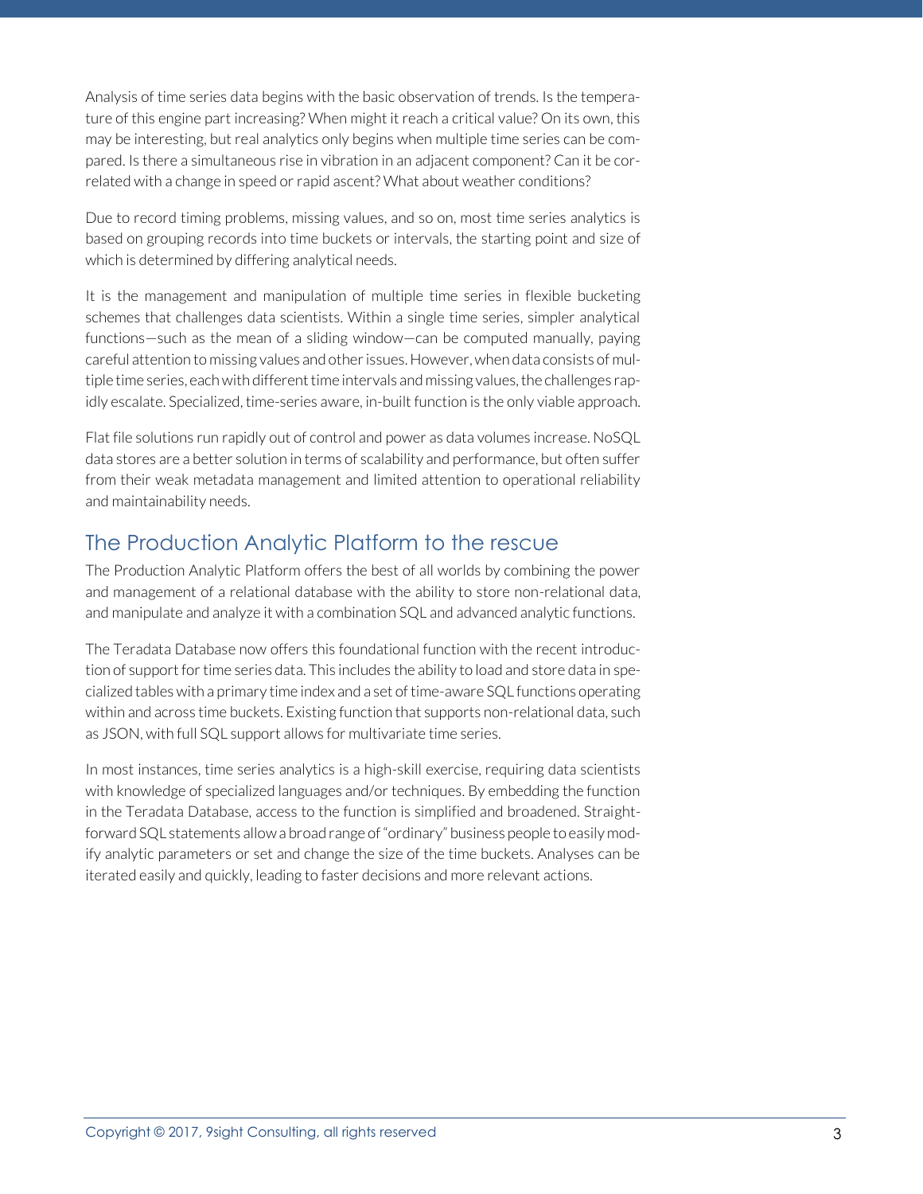Analysis of time series data begins with the basic observation of trends. Is the temperature of this engine part increasing? When might it reach a critical value? On its own, this may be interesting, but real analytics only begins when multiple time series can be compared. Is there a simultaneous rise in vibration in an adjacent component? Can it be correlated with a change in speed or rapid ascent? What about weather conditions?

Due to record timing problems, missing values, and so on, most time series analytics is based on grouping records into time buckets or intervals, the starting point and size of which is determined by differing analytical needs.

It is the management and manipulation of multiple time series in flexible bucketing schemes that challenges data scientists. Within a single time series, simpler analytical functions—such as the mean of a sliding window—can be computed manually, paying careful attention to missing values and other issues. However, when data consists of multiple time series, each with different time intervals and missing values, the challenges rapidly escalate. Specialized, time-series aware, in-built function is the only viable approach.

Flat file solutions run rapidly out of control and power as data volumes increase. NoSQL data stores are a better solution in terms of scalability and performance, but often suffer from their weak metadata management and limited attention to operational reliability and maintainability needs.

## The Production Analytic Platform to the rescue

The Production Analytic Platform offers the best of all worlds by combining the power and management of a relational database with the ability to store non-relational data, and manipulate and analyze it with a combination SQL and advanced analytic functions.

The Teradata Database now offers this foundational function with the recent introduction of support for time series data. This includes the ability to load and store data in specialized tables with a primary time index and a set of time-aware SQL functions operating within and across time buckets. Existing function that supports non-relational data, such as JSON, with full SQL support allows for multivariate time series.

In most instances, time series analytics is a high-skill exercise, requiring data scientists with knowledge of specialized languages and/or techniques. By embedding the function in the Teradata Database, access to the function is simplified and broadened. Straightforward SQL statements allow a broad range of "ordinary" business people to easily modify analytic parameters or set and change the size of the time buckets. Analyses can be iterated easily and quickly, leading to faster decisions and more relevant actions.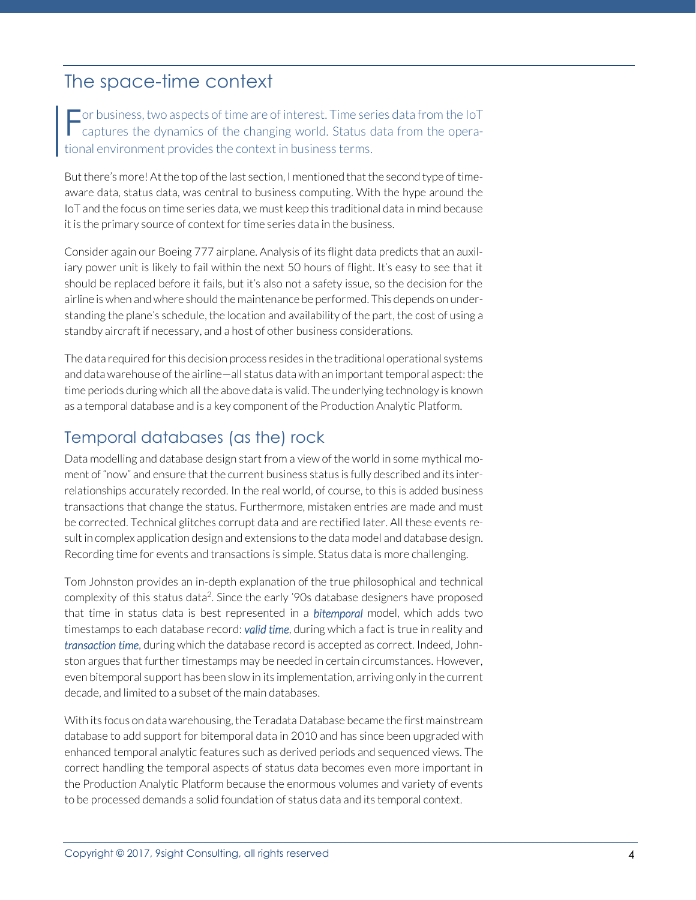## The space-time context

For business, two aspects of time are of interest. Time series data from the IoT captures the dynamics of the changing world. Status data from the operational environment provides the context in business terms.

But there's more! At the top of the last section, I mentioned that the second type of time-aware data, status data, was central to business computing. With the hype around the IoT and the focus on time series data, we must keep this traditional data in mind because it is the primary source of context for time series data in the business.

Consider again our Boeing 777 airplane. Analysis of its flight data predicts that an auxiliary power unit is likely to fail within the next 50 hours of flight. It's easy to see that it should be replaced before it fails, but it's also not a safety issue, so the decision for the airline is when and where should the maintenance be performed. This depends on understanding the plane's schedule, the location and availability of the part, the cost of using a standby aircraft if necessary, and a host of other business considerations.

The data required for this decision process resides in the traditional operational systems and data warehouse of the airline—all status data with an important temporal aspect: the time periods during which all the above data is valid. The underlying technology is known as a temporal database and is a key component of the Production Analytic Platform.

### Temporal databases (as the) rock

Data modelling and database design start from a view of the world in some mythical moment of "now" and ensure that the current business status is fully described and its interrelationships accurately recorded. In the real world, of course, to this is added business transactions that change the status. Furthermore, mistaken entries are made and must be corrected. Technical glitches corrupt data and are rectified later. All these events result in complex application design and extensions to the data model and database design. Recording time for events and transactions is simple. Status data is more challenging.

Tom Johnston provides an in-depth explanation of the true philosophical and technical complexity of this status data[2]. Since the early '90s database designers have proposed that time in status data is best represented in a ***bitemporal*** model, which adds two timestamps to each database record: ***valid time***, during which a fact is true in reality and ***transaction time***, during which the database record is accepted as correct. Indeed, Johnston argues that further timestamps may be needed in certain circumstances. However, even bitemporal support has been slow in its implementation, arriving only in the current decade, and limited to a subset of the main databases.

With its focus on data warehousing, the Teradata Database became the first mainstream database to add support for bitemporal data in 2010 and has since been upgraded with enhanced temporal analytic features such as derived periods and sequenced views. The correct handling the temporal aspects of status data becomes even more important in the Production Analytic Platform because the enormous volumes and variety of events to be processed demands a solid foundation of status data and its temporal context.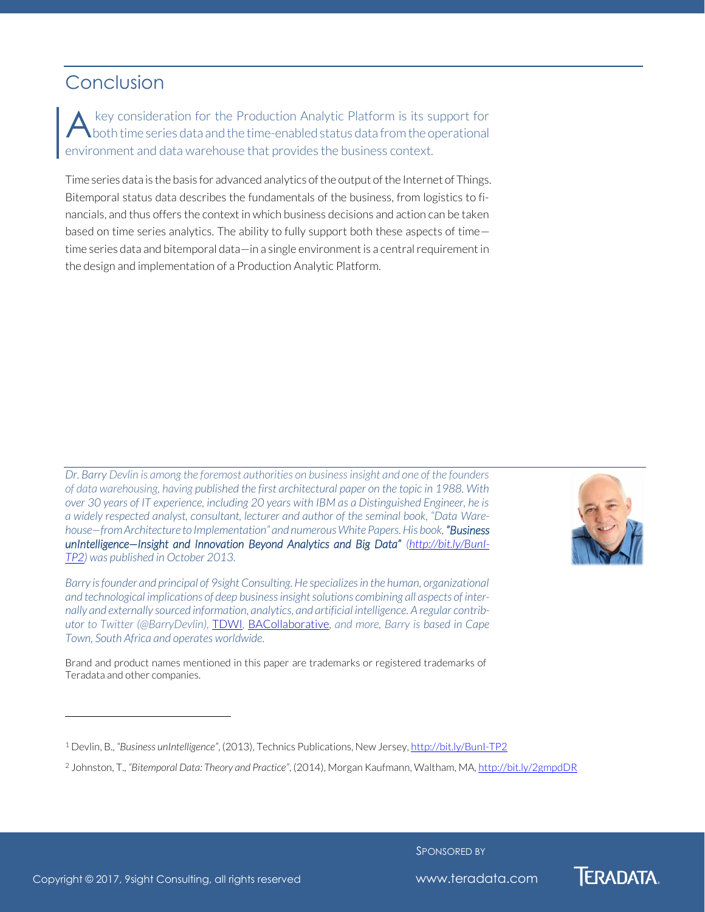## Conclusion

A key consideration for the Production Analytic Platform is its support for both time series data and the time-enabled status data from the operational environment and data warehouse that provides the business context.

Time series data is the basis for advanced analytics of the output of the Internet of Things. Bitemporal status data describes the fundamentals of the business, from logistics to financials, and thus offers the context in which business decisions and action can be taken based on time series analytics. The ability to fully support both these aspects of time—time series data and bitemporal data—in a single environment is a central requirement in the design and implementation of a Production Analytic Platform.

*Dr. Barry Devlin is among the foremost authorities on business insight and one of the founders of data warehousing, having published the first architectural paper on the topic in 1988. With over 30 years of IT experience, including 20 years with IBM as a Distinguished Engineer, he is a widely respected analyst, consultant, lecturer and author of the seminal book, "Data Warehouse—from Architecture to Implementation" and numerous White Papers. His book,* ***"Business unIntelligence—Insight and Innovation Beyond Analytics and Big Data"*** *(http://bit.ly/BunI-TP2) was published in October 2013.*

*Barry is founder and principal of 9sight Consulting. He specializes in the human, organizational and technological implications of deep business insight solutions combining all aspects of internally and externally sourced information, analytics, and artificial intelligence. A regular contributor to Twitter (@BarryDevlin),* TDWI, BACollaborative, *and more, Barry is based in Cape Town, South Africa and operates worldwide.*

Brand and product names mentioned in this paper are trademarks or registered trademarks of Teradata and other companies.

---

[1] Devlin, B., *"Business unIntelligence"*, (2013), Technics Publications, New Jersey, http://bit.ly/BunI-TP2

[2] Johnston, T., *"Bitemporal Data: Theory and Practice"*, (2014), Morgan Kaufmann, Waltham, MA, http://bit.ly/2gmpdDR